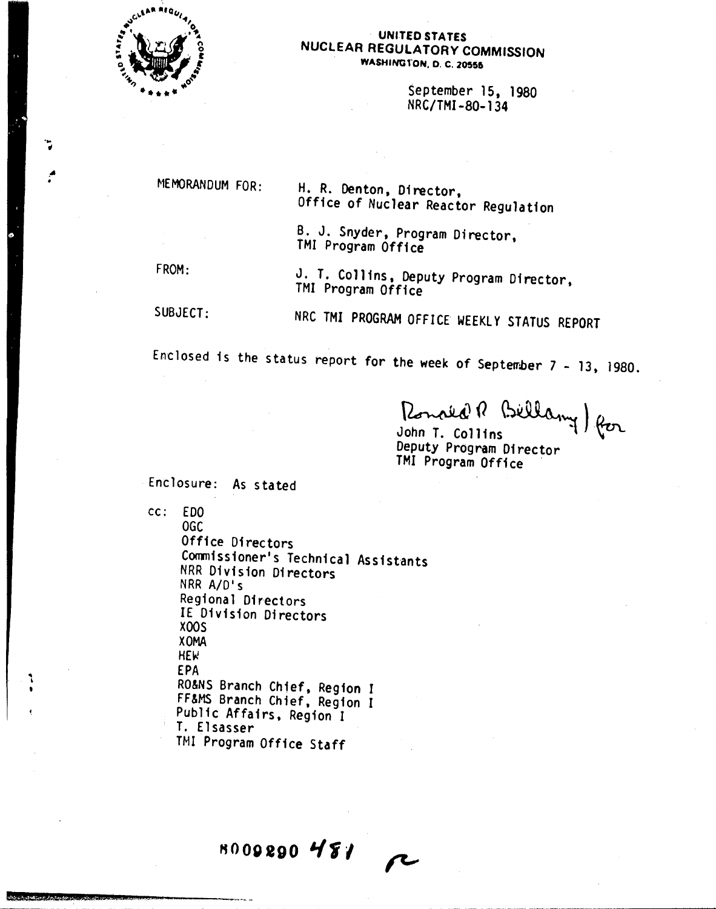UNITED STATES
NUCLEAR REGULATORY COMMISSION
WASHINGTON, D. C. 20555

September 15, 1980
NRC/TMI-80-134

MEMORANDUM FOR: H. R. Denton, Director,
Office of Nuclear Reactor Regulation

B. J. Snyder, Program Director,
TMI Program Office

FROM: J. T. Collins, Deputy Program Director,
TMI Program Office

SUBJECT: NRC TMI PROGRAM OFFICE WEEKLY STATUS REPORT

Enclosed is the status report for the week of September 7 - 13, 1980.

Ronald R. Bellamy for
John T. Collins
Deputy Program Director
TMI Program Office

Enclosure: As stated

cc: EDO
OGC
Office Directors
Commissioner's Technical Assistants
NRR Division Directors
NRR A/D's
Regional Directors
IE Division Directors
XOOS
XOMA
HEW
EPA
RO&NS Branch Chief, Region I
FF&MS Branch Chief, Region I
Public Affairs, Region I
T. Elsasser
TMI Program Office Staff

8009290 481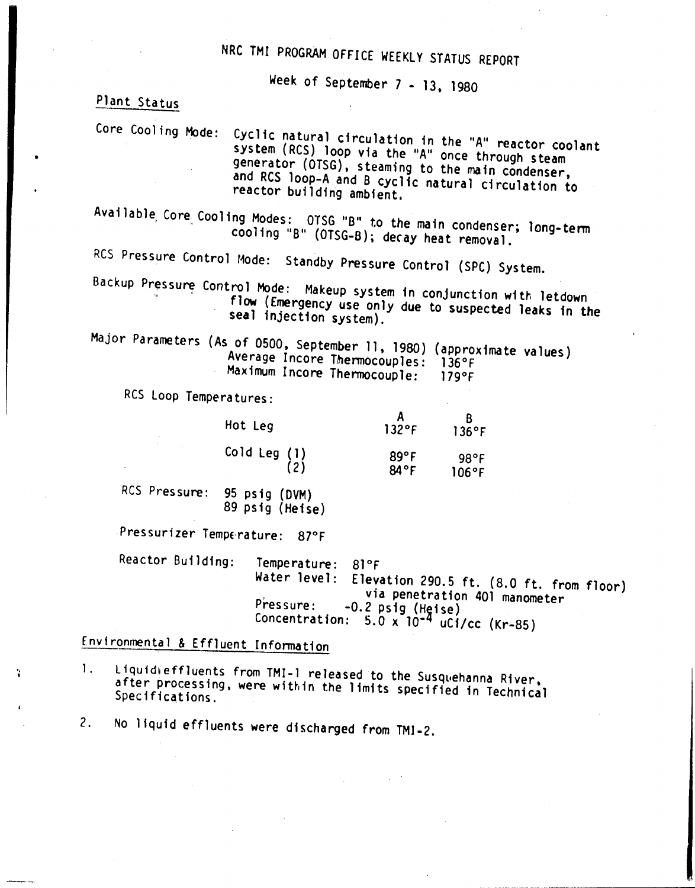# NRC TMI PROGRAM OFFICE WEEKLY STATUS REPORT

Week of September 7 - 13, 1980

## Plant Status

Core Cooling Mode: Cyclic natural circulation in the "A" reactor coolant system (RCS) loop via the "A" once through steam generator (OTSG), steaming to the main condenser, and RCS loop-A and B cyclic natural circulation to reactor building ambient.

Available Core Cooling Modes: OTSG "B" to the main condenser; long-term cooling "B" (OTSG-B); decay heat removal.

RCS Pressure Control Mode: Standby Pressure Control (SPC) System.

Backup Pressure Control Mode: Makeup system in conjunction with letdown flow (Emergency use only due to suspected leaks in the seal injection system).

Major Parameters (As of 0500, September 11, 1980) (approximate values)
Average Incore Thermocouples: 136°F
Maximum Incore Thermocouple: 179°F

RCS Loop Temperatures:

| | | A | B |
|---|---|---|---|
| Hot Leg | | 132°F | 136°F |
| Cold Leg | (1) | 89°F | 98°F |
| | (2) | 84°F | 106°F |

RCS Pressure: 95 psig (DVM)
89 psig (Heise)

Pressurizer Temperature: 87°F

Reactor Building: Temperature: 81°F
Water level: Elevation 290.5 ft. (8.0 ft. from floor) via penetration 401 manometer
Pressure: -0.2 psig (Heise)
Concentration: $5.0 \times 10^{-4}$ uCi/cc (Kr-85)

## Environmental & Effluent Information

1. Liquid effluents from TMI-1 released to the Susquehanna River, after processing, were within the limits specified in Technical Specifications.

2. No liquid effluents were discharged from TMI-2.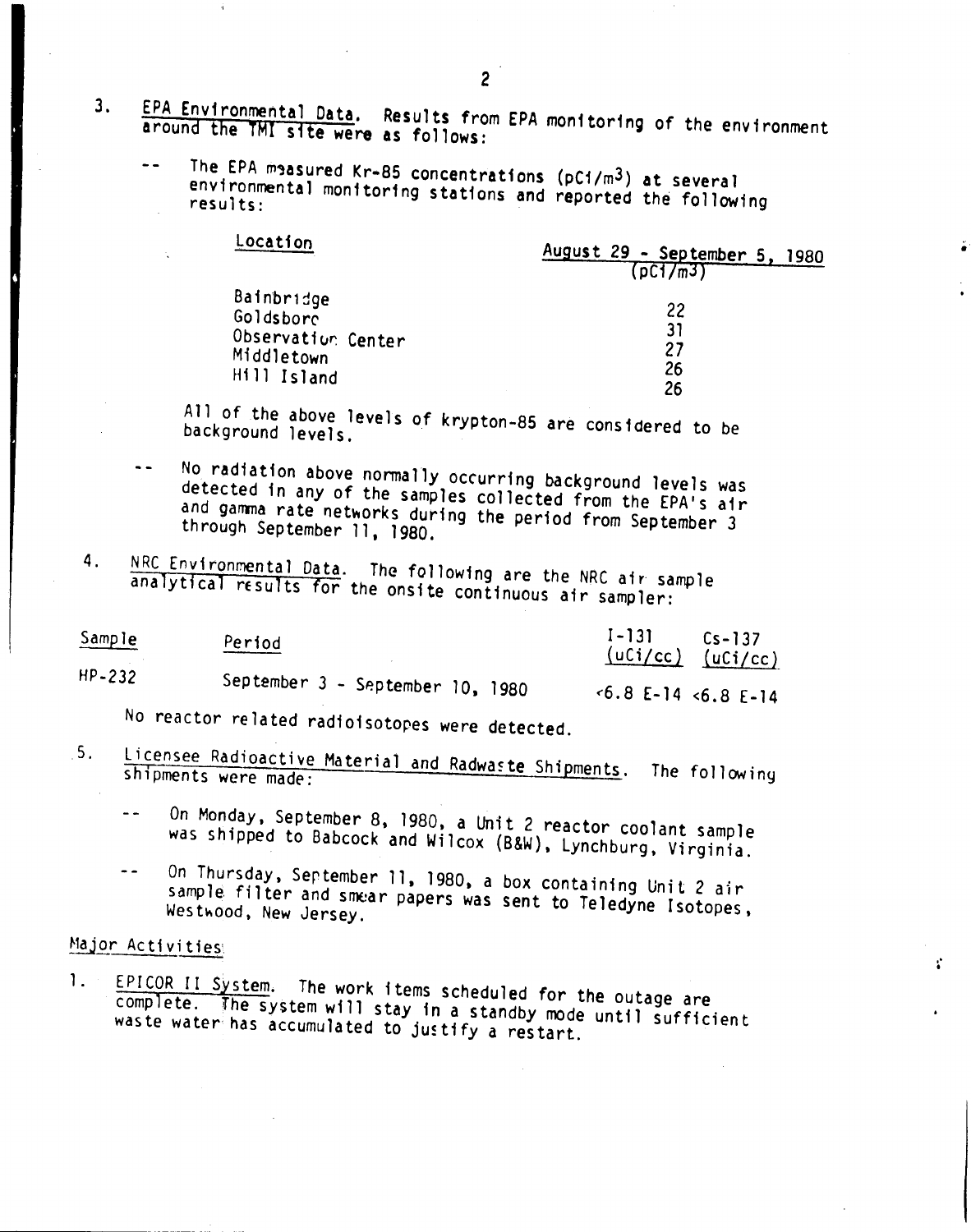3. EPA Environmental Data. Results from EPA monitoring of the environment around the TMI site were as follows:

-- The EPA measured Kr-85 concentrations (pCi/$m^3$) at several environmental monitoring stations and reported the following results:

| Location | August 29 - September 5, 1980 (pCi/$m^3$) |
|---|---|
| Bainbridge | 22 |
| Goldsboro | 31 |
| Observation Center | 27 |
| Middletown | 26 |
| Hill Island | 26 |

All of the above levels of krypton-85 are considered to be background levels.

-- No radiation above normally occurring background levels was detected in any of the samples collected from the EPA's air and gamma rate networks during the period from September 3 through September 11, 1980.

4. NRC Environmental Data. The following are the NRC air sample analytical results for the onsite continuous air sampler:

| Sample | Period | I-131 (uCi/cc) | Cs-137 (uCi/cc) |
|---|---|---|---|
| HP-232 | September 3 - September 10, 1980 | <6.8 E-14 | <6.8 E-14 |

No reactor related radioisotopes were detected.

5. Licensee Radioactive Material and Radwaste Shipments. The following shipments were made:

-- On Monday, September 8, 1980, a Unit 2 reactor coolant sample was shipped to Babcock and Wilcox (B&W), Lynchburg, Virginia.

-- On Thursday, September 11, 1980, a box containing Unit 2 air sample filter and smear papers was sent to Teledyne Isotopes, Westwood, New Jersey.

## Major Activities

1. EPICOR II System. The work items scheduled for the outage are complete. The system will stay in a standby mode until sufficient waste water has accumulated to justify a restart.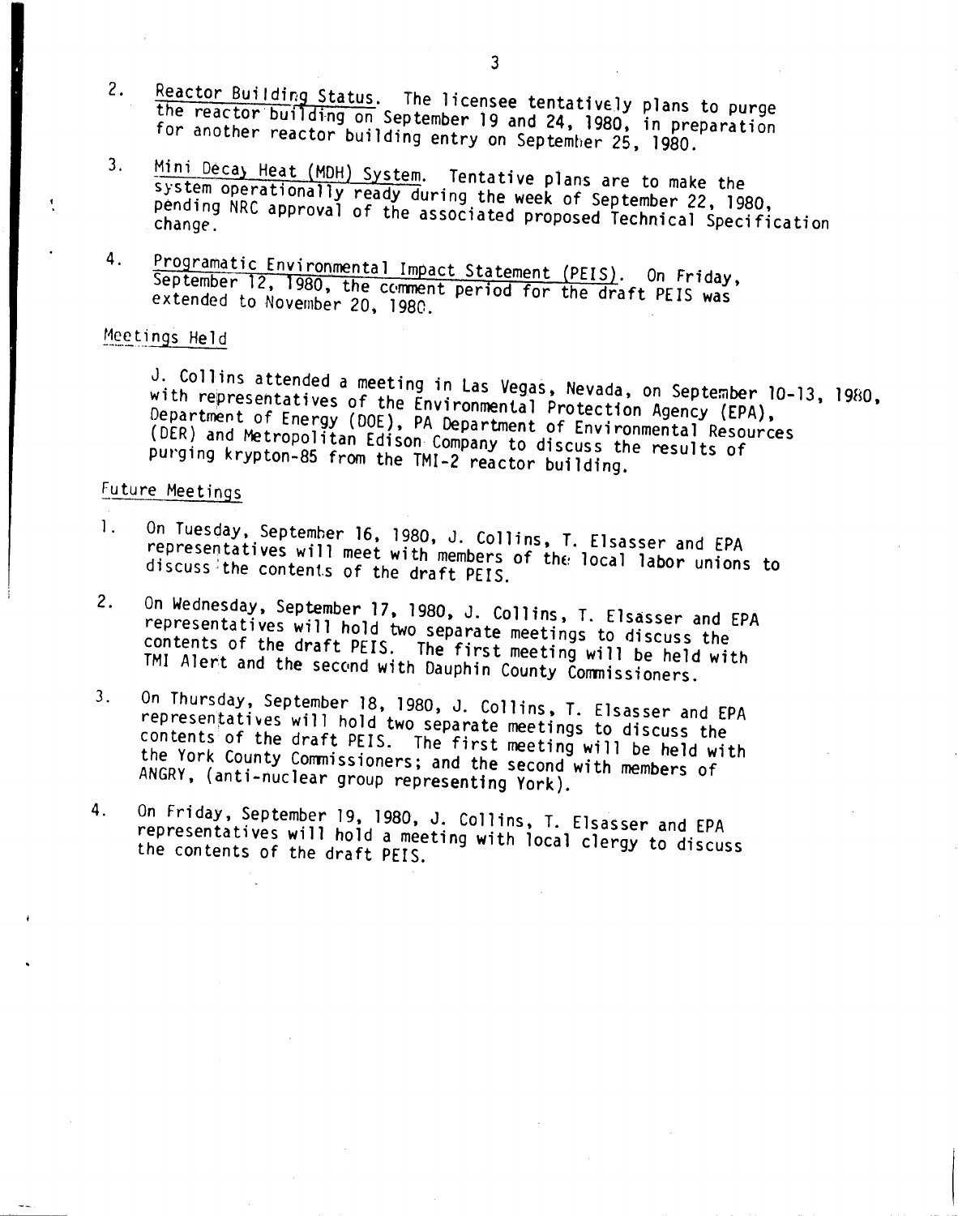2. Reactor Building Status. The licensee tentatively plans to purge the reactor building on September 19 and 24, 1980, in preparation for another reactor building entry on September 25, 1980.

3. Mini Decay Heat (MDH) System. Tentative plans are to make the system operationally ready during the week of September 22, 1980, pending NRC approval of the associated proposed Technical Specification change.

4. Programatic Environmental Impact Statement (PEIS). On Friday, September 12, 1980, the comment period for the draft PEIS was extended to November 20, 1980.

Meetings Held

J. Collins attended a meeting in Las Vegas, Nevada, on September 10-13, 1980, with representatives of the Environmental Protection Agency (EPA), Department of Energy (DOE), PA Department of Environmental Resources (DER) and Metropolitan Edison Company to discuss the results of purging krypton-85 from the TMI-2 reactor building.

Future Meetings

1. On Tuesday, September 16, 1980, J. Collins, T. Elsasser and EPA representatives will meet with members of the local labor unions to discuss the contents of the draft PEIS.

2. On Wednesday, September 17, 1980, J. Collins, T. Elsasser and EPA representatives will hold two separate meetings to discuss the contents of the draft PEIS. The first meeting will be held with TMI Alert and the second with Dauphin County Commissioners.

3. On Thursday, September 18, 1980, J. Collins, T. Elsasser and EPA representatives will hold two separate meetings to discuss the contents of the draft PEIS. The first meeting will be held with the York County Commissioners; and the second with members of ANGRY, (anti-nuclear group representing York).

4. On Friday, September 19, 1980, J. Collins, T. Elsasser and EPA representatives will hold a meeting with local clergy to discuss the contents of the draft PEIS.